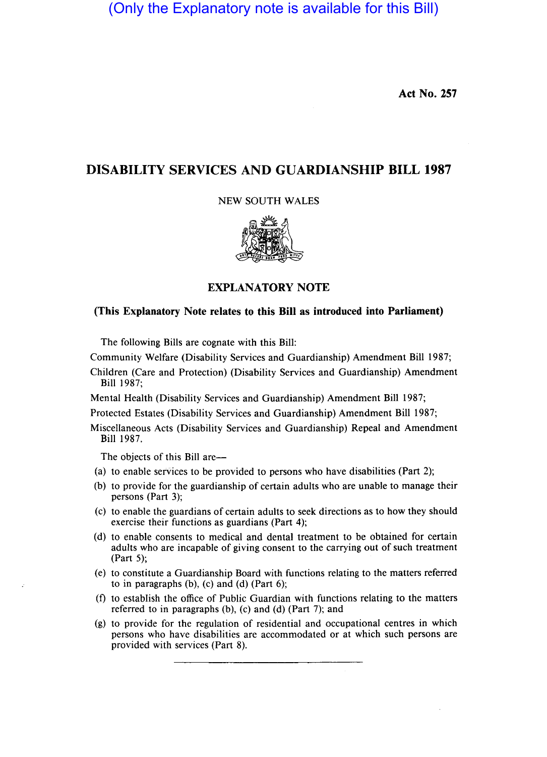(Only the Explanatory note is available for this Bill)

**Act No. 257**

# DISABILITY SERVICES AND GUARDIANSHIP BILL 1987

NEW SOUTH WALES

## EXPLANATORY NOTE

**(This Explanatory Note relates to this Bill as introduced into Parliament)**

The following Bills are cognate with this Bill:

Community Welfare (Disability Services and Guardianship) Amendment Bill 1987;

Children (Care and Protection) (Disability Services and Guardianship) Amendment Bill 1987;

Mental Health (Disability Services and Guardianship) Amendment Bill 1987;

Protected Estates (Disability Services and Guardianship) Amendment Bill 1987;

Miscellaneous Acts (Disability Services and Guardianship) Repeal and Amendment Bill 1987.

The objects of this Bill are—

(a) to enable services to be provided to persons who have disabilities (Part 2);

(b) to provide for the guardianship of certain adults who are unable to manage their persons (Part 3);

(c) to enable the guardians of certain adults to seek directions as to how they should exercise their functions as guardians (Part 4);

(d) to enable consents to medical and dental treatment to be obtained for certain adults who are incapable of giving consent to the carrying out of such treatment (Part 5);

(e) to constitute a Guardianship Board with functions relating to the matters referred to in paragraphs (b), (c) and (d) (Part 6);

(f) to establish the office of Public Guardian with functions relating to the matters referred to in paragraphs (b), (c) and (d) (Part 7); and

(g) to provide for the regulation of residential and occupational centres in which persons who have disabilities are accommodated or at which such persons are provided with services (Part 8).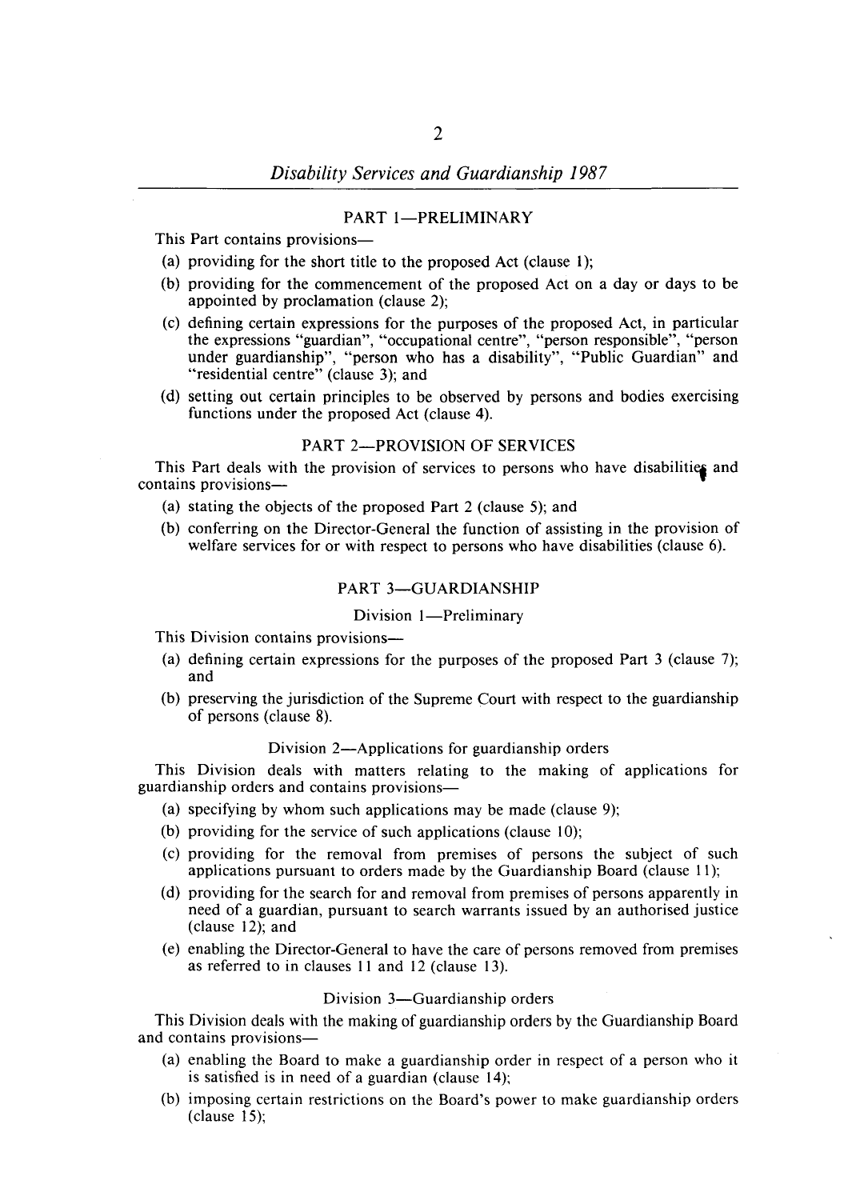## PART 1—PRELIMINARY

This Part contains provisions—

- (a) providing for the short title to the proposed Act (clause 1);
- (b) providing for the commencement of the proposed Act on a day or days to be appointed by proclamation (clause 2);
- (c) defining certain expressions for the purposes of the proposed Act, in particular the expressions "guardian", "occupational centre", "person responsible", "person under guardianship", "person who has a disability", "Public Guardian" and "residential centre" (clause 3); and
- (d) setting out certain principles to be observed by persons and bodies exercising functions under the proposed Act (clause 4).

## PART 2—PROVISION OF SERVICES

This Part deals with the provision of services to persons who have disabilities and contains provisions—

- (a) stating the objects of the proposed Part 2 (clause 5); and
- (b) conferring on the Director-General the function of assisting in the provision of welfare services for or with respect to persons who have disabilities (clause 6).

## PART 3—GUARDIANSHIP

### Division 1—Preliminary

This Division contains provisions—

- (a) defining certain expressions for the purposes of the proposed Part 3 (clause 7); and
- (b) preserving the jurisdiction of the Supreme Court with respect to the guardianship of persons (clause 8).

### Division 2—Applications for guardianship orders

This Division deals with matters relating to the making of applications for guardianship orders and contains provisions—

- (a) specifying by whom such applications may be made (clause 9);
- (b) providing for the service of such applications (clause 10);
- (c) providing for the removal from premises of persons the subject of such applications pursuant to orders made by the Guardianship Board (clause 11);
- (d) providing for the search for and removal from premises of persons apparently in need of a guardian, pursuant to search warrants issued by an authorised justice (clause 12); and
- (e) enabling the Director-General to have the care of persons removed from premises as referred to in clauses 11 and 12 (clause 13).

### Division 3—Guardianship orders

This Division deals with the making of guardianship orders by the Guardianship Board and contains provisions—

- (a) enabling the Board to make a guardianship order in respect of a person who it is satisfied is in need of a guardian (clause 14);
- (b) imposing certain restrictions on the Board's power to make guardianship orders (clause 15);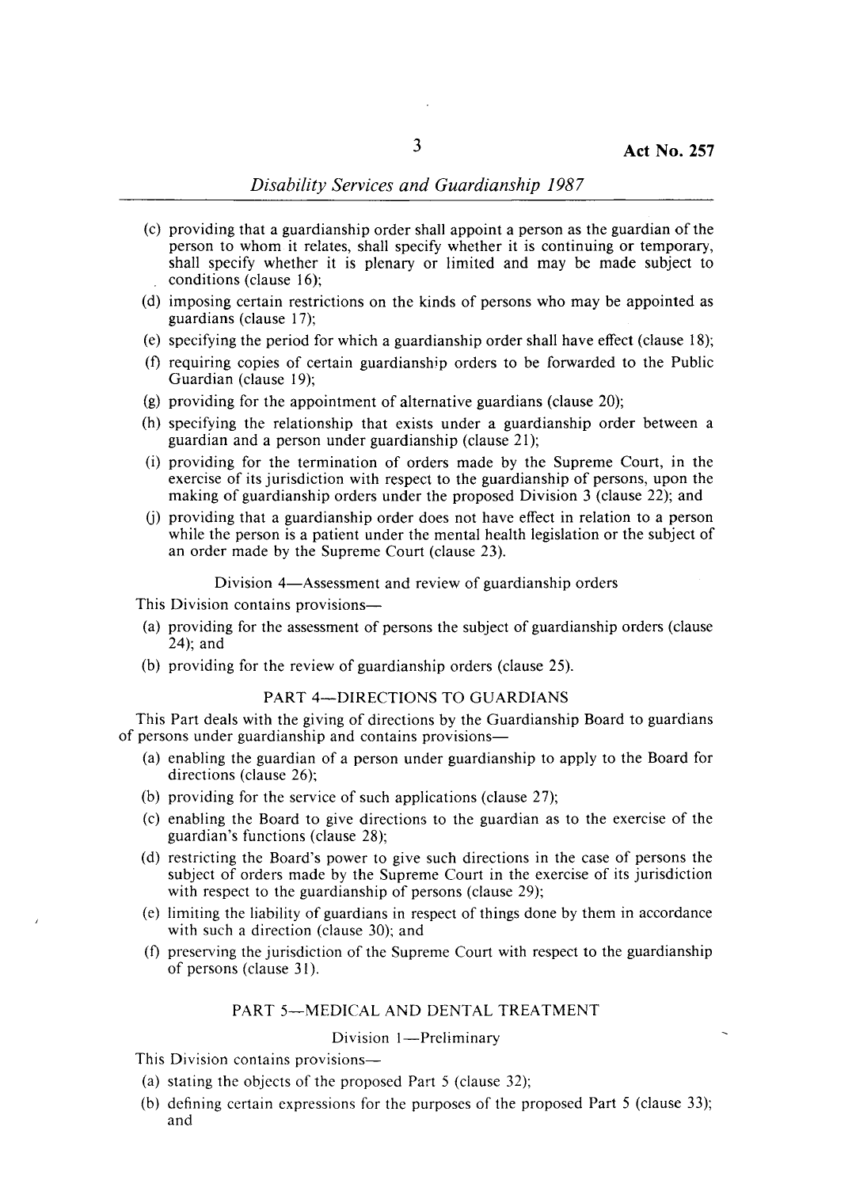(c) providing that a guardianship order shall appoint a person as the guardian of the person to whom it relates, shall specify whether it is continuing or temporary, shall specify whether it is plenary or limited and may be made subject to conditions (clause 16);

(d) imposing certain restrictions on the kinds of persons who may be appointed as guardians (clause 17);

(e) specifying the period for which a guardianship order shall have effect (clause 18);

(f) requiring copies of certain guardianship orders to be forwarded to the Public Guardian (clause 19);

(g) providing for the appointment of alternative guardians (clause 20);

(h) specifying the relationship that exists under a guardianship order between a guardian and a person under guardianship (clause 21);

(i) providing for the termination of orders made by the Supreme Court, in the exercise of its jurisdiction with respect to the guardianship of persons, upon the making of guardianship orders under the proposed Division 3 (clause 22); and

(j) providing that a guardianship order does not have effect in relation to a person while the person is a patient under the mental health legislation or the subject of an order made by the Supreme Court (clause 23).

### Division 4—Assessment and review of guardianship orders

This Division contains provisions—

(a) providing for the assessment of persons the subject of guardianship orders (clause 24); and

(b) providing for the review of guardianship orders (clause 25).

## PART 4—DIRECTIONS TO GUARDIANS

This Part deals with the giving of directions by the Guardianship Board to guardians of persons under guardianship and contains provisions—

(a) enabling the guardian of a person under guardianship to apply to the Board for directions (clause 26);

(b) providing for the service of such applications (clause 27);

(c) enabling the Board to give directions to the guardian as to the exercise of the guardian's functions (clause 28);

(d) restricting the Board's power to give such directions in the case of persons the subject of orders made by the Supreme Court in the exercise of its jurisdiction with respect to the guardianship of persons (clause 29);

(e) limiting the liability of guardians in respect of things done by them in accordance with such a direction (clause 30); and

(f) preserving the jurisdiction of the Supreme Court with respect to the guardianship of persons (clause 31).

## PART 5—MEDICAL AND DENTAL TREATMENT

### Division 1—Preliminary

This Division contains provisions—

(a) stating the objects of the proposed Part 5 (clause 32);

(b) defining certain expressions for the purposes of the proposed Part 5 (clause 33); and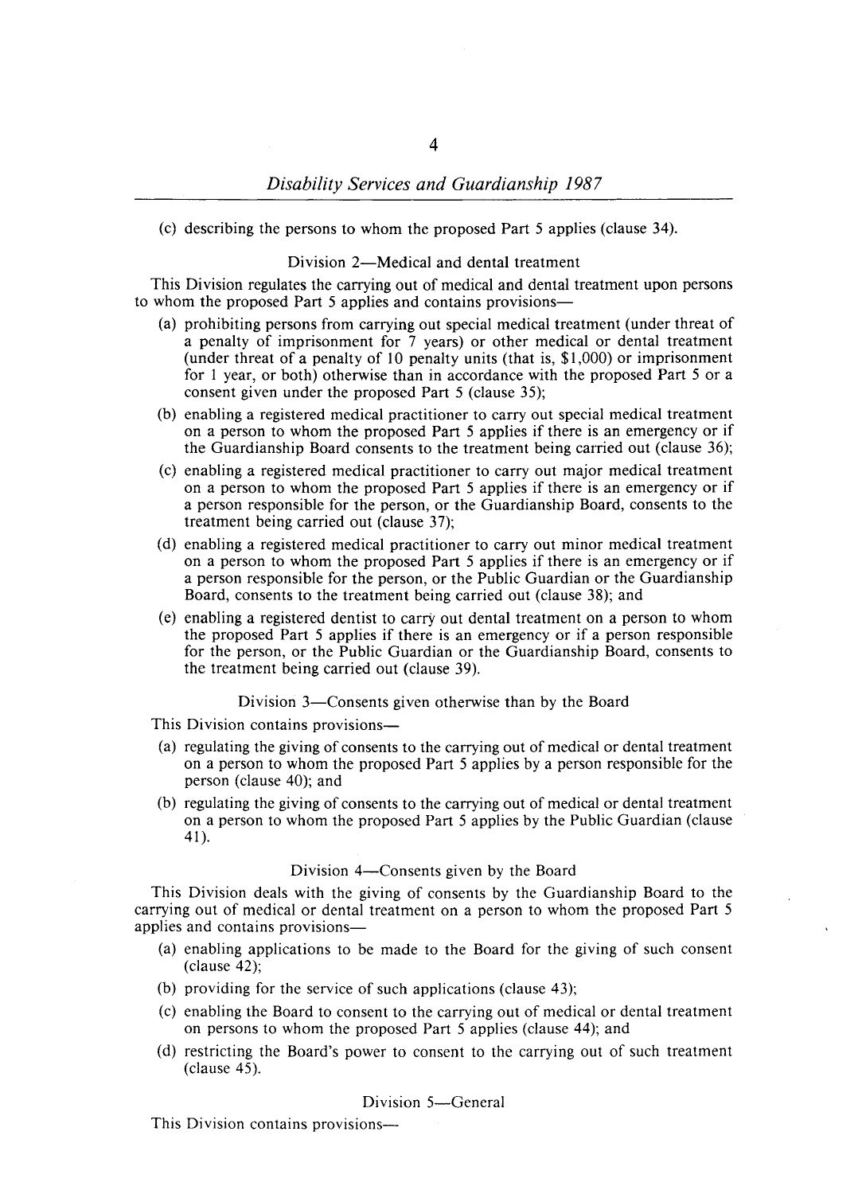(c) describing the persons to whom the proposed Part 5 applies (clause 34).

### Division 2—Medical and dental treatment

This Division regulates the carrying out of medical and dental treatment upon persons to whom the proposed Part 5 applies and contains provisions—

(a) prohibiting persons from carrying out special medical treatment (under threat of a penalty of imprisonment for 7 years) or other medical or dental treatment (under threat of a penalty of 10 penalty units (that is, $1,000) or imprisonment for 1 year, or both) otherwise than in accordance with the proposed Part 5 or a consent given under the proposed Part 5 (clause 35);

(b) enabling a registered medical practitioner to carry out special medical treatment on a person to whom the proposed Part 5 applies if there is an emergency or if the Guardianship Board consents to the treatment being carried out (clause 36);

(c) enabling a registered medical practitioner to carry out major medical treatment on a person to whom the proposed Part 5 applies if there is an emergency or if a person responsible for the person, or the Guardianship Board, consents to the treatment being carried out (clause 37);

(d) enabling a registered medical practitioner to carry out minor medical treatment on a person to whom the proposed Part 5 applies if there is an emergency or if a person responsible for the person, or the Public Guardian or the Guardianship Board, consents to the treatment being carried out (clause 38); and

(e) enabling a registered dentist to carry out dental treatment on a person to whom the proposed Part 5 applies if there is an emergency or if a person responsible for the person, or the Public Guardian or the Guardianship Board, consents to the treatment being carried out (clause 39).

### Division 3—Consents given otherwise than by the Board

This Division contains provisions—

(a) regulating the giving of consents to the carrying out of medical or dental treatment on a person to whom the proposed Part 5 applies by a person responsible for the person (clause 40); and

(b) regulating the giving of consents to the carrying out of medical or dental treatment on a person to whom the proposed Part 5 applies by the Public Guardian (clause 41).

### Division 4—Consents given by the Board

This Division deals with the giving of consents by the Guardianship Board to the carrying out of medical or dental treatment on a person to whom the proposed Part 5 applies and contains provisions—

(a) enabling applications to be made to the Board for the giving of such consent (clause 42);

(b) providing for the service of such applications (clause 43);

(c) enabling the Board to consent to the carrying out of medical or dental treatment on persons to whom the proposed Part 5 applies (clause 44); and

(d) restricting the Board's power to consent to the carrying out of such treatment (clause 45).

### Division 5—General

This Division contains provisions—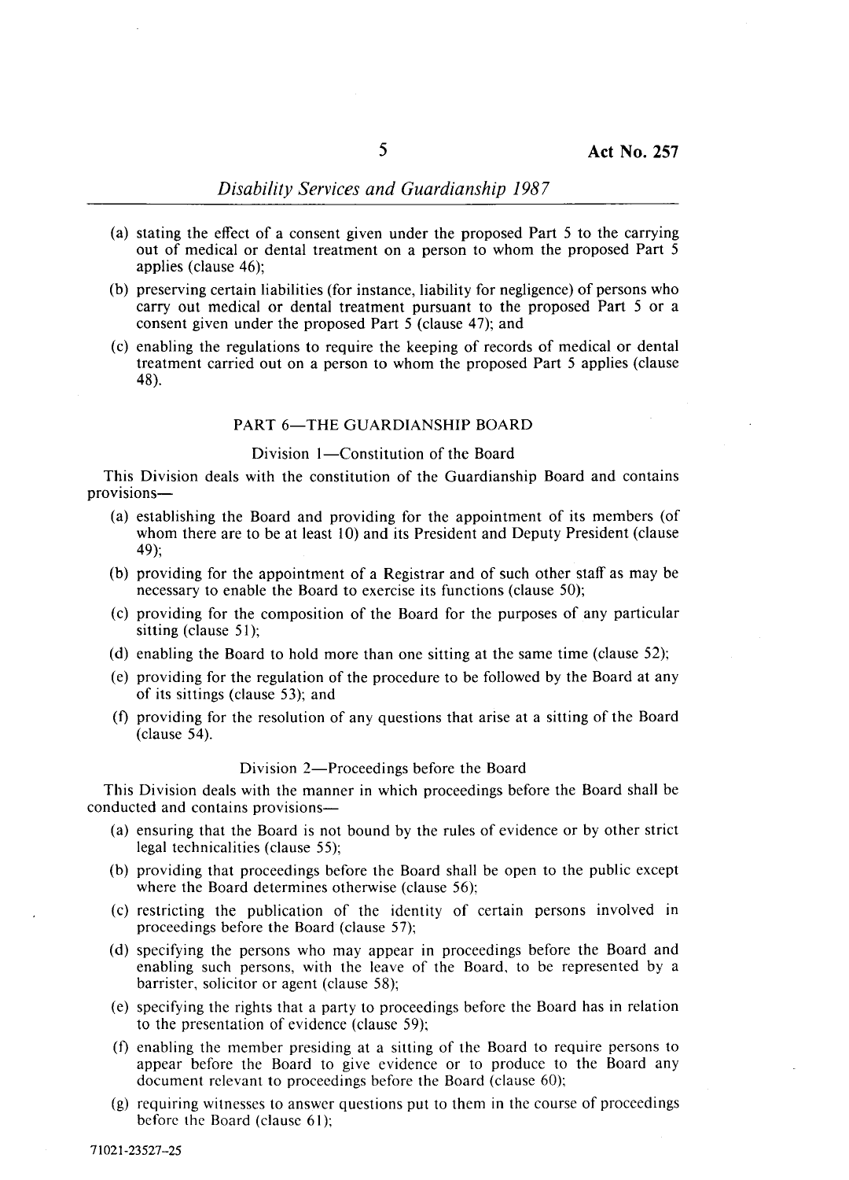(a) stating the effect of a consent given under the proposed Part 5 to the carrying out of medical or dental treatment on a person to whom the proposed Part 5 applies (clause 46);

(b) preserving certain liabilities (for instance, liability for negligence) of persons who carry out medical or dental treatment pursuant to the proposed Part 5 or a consent given under the proposed Part 5 (clause 47); and

(c) enabling the regulations to require the keeping of records of medical or dental treatment carried out on a person to whom the proposed Part 5 applies (clause 48).

## PART 6—THE GUARDIANSHIP BOARD

### Division 1—Constitution of the Board

This Division deals with the constitution of the Guardianship Board and contains provisions—

(a) establishing the Board and providing for the appointment of its members (of whom there are to be at least 10) and its President and Deputy President (clause 49);

(b) providing for the appointment of a Registrar and of such other staff as may be necessary to enable the Board to exercise its functions (clause 50);

(c) providing for the composition of the Board for the purposes of any particular sitting (clause 51);

(d) enabling the Board to hold more than one sitting at the same time (clause 52);

(e) providing for the regulation of the procedure to be followed by the Board at any of its sittings (clause 53); and

(f) providing for the resolution of any questions that arise at a sitting of the Board (clause 54).

### Division 2—Proceedings before the Board

This Division deals with the manner in which proceedings before the Board shall be conducted and contains provisions—

(a) ensuring that the Board is not bound by the rules of evidence or by other strict legal technicalities (clause 55);

(b) providing that proceedings before the Board shall be open to the public except where the Board determines otherwise (clause 56);

(c) restricting the publication of the identity of certain persons involved in proceedings before the Board (clause 57);

(d) specifying the persons who may appear in proceedings before the Board and enabling such persons, with the leave of the Board, to be represented by a barrister, solicitor or agent (clause 58);

(e) specifying the rights that a party to proceedings before the Board has in relation to the presentation of evidence (clause 59);

(f) enabling the member presiding at a sitting of the Board to require persons to appear before the Board to give evidence or to produce to the Board any document relevant to proceedings before the Board (clause 60);

(g) requiring witnesses to answer questions put to them in the course of proceedings before the Board (clause 61);

71021-23527-25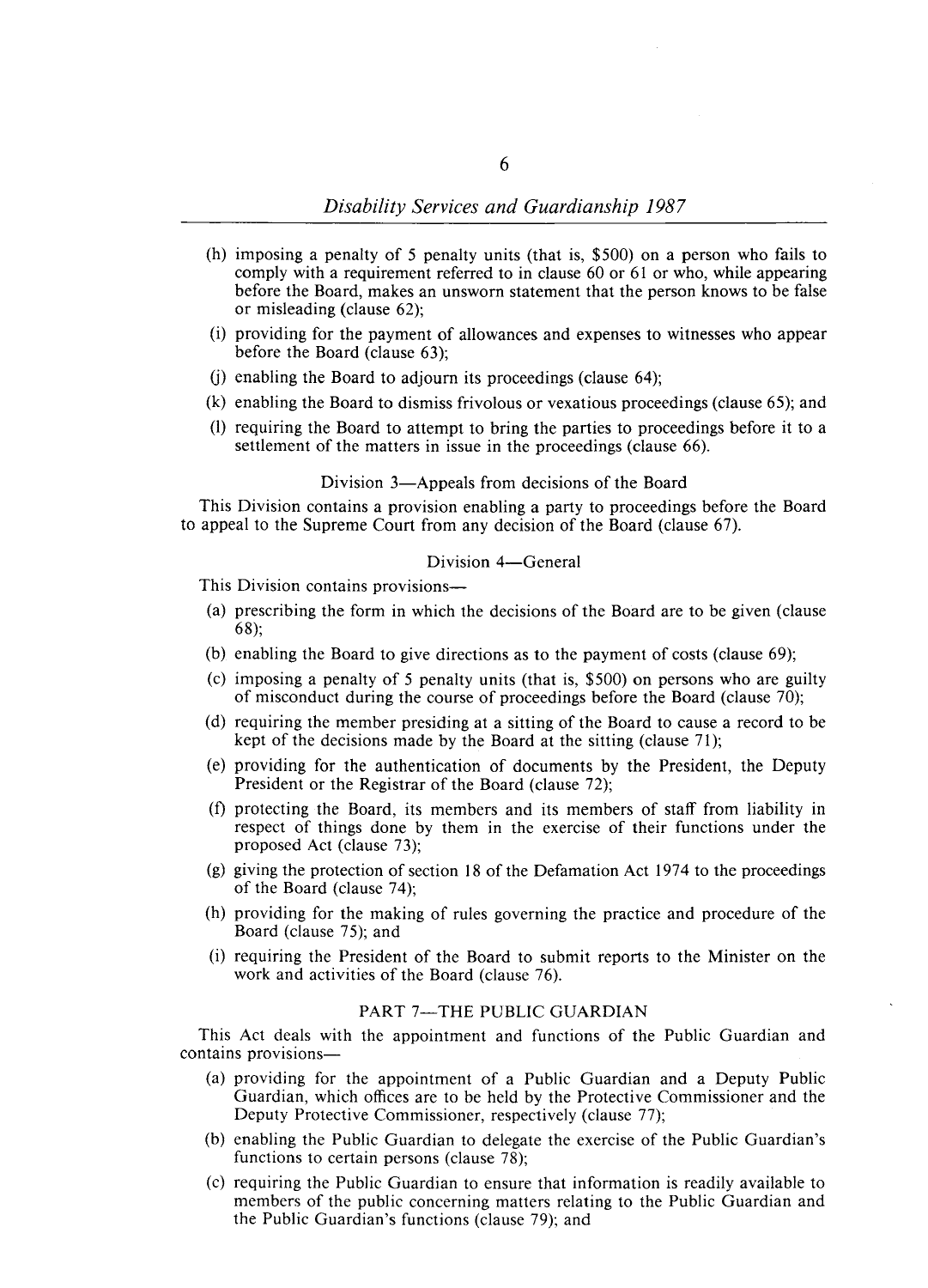- (h) imposing a penalty of 5 penalty units (that is, $500) on a person who fails to comply with a requirement referred to in clause 60 or 61 or who, while appearing before the Board, makes an unsworn statement that the person knows to be false or misleading (clause 62);
- (i) providing for the payment of allowances and expenses to witnesses who appear before the Board (clause 63);
- (j) enabling the Board to adjourn its proceedings (clause 64);
- (k) enabling the Board to dismiss frivolous or vexatious proceedings (clause 65); and
- (l) requiring the Board to attempt to bring the parties to proceedings before it to a settlement of the matters in issue in the proceedings (clause 66).

### Division 3—Appeals from decisions of the Board

This Division contains a provision enabling a party to proceedings before the Board to appeal to the Supreme Court from any decision of the Board (clause 67).

### Division 4—General

This Division contains provisions—

- (a) prescribing the form in which the decisions of the Board are to be given (clause 68);
- (b) enabling the Board to give directions as to the payment of costs (clause 69);
- (c) imposing a penalty of 5 penalty units (that is, $500) on persons who are guilty of misconduct during the course of proceedings before the Board (clause 70);
- (d) requiring the member presiding at a sitting of the Board to cause a record to be kept of the decisions made by the Board at the sitting (clause 71);
- (e) providing for the authentication of documents by the President, the Deputy President or the Registrar of the Board (clause 72);
- (f) protecting the Board, its members and its members of staff from liability in respect of things done by them in the exercise of their functions under the proposed Act (clause 73);
- (g) giving the protection of section 18 of the Defamation Act 1974 to the proceedings of the Board (clause 74);
- (h) providing for the making of rules governing the practice and procedure of the Board (clause 75); and
- (i) requiring the President of the Board to submit reports to the Minister on the work and activities of the Board (clause 76).

## PART 7—THE PUBLIC GUARDIAN

This Act deals with the appointment and functions of the Public Guardian and contains provisions—

- (a) providing for the appointment of a Public Guardian and a Deputy Public Guardian, which offices are to be held by the Protective Commissioner and the Deputy Protective Commissioner, respectively (clause 77);
- (b) enabling the Public Guardian to delegate the exercise of the Public Guardian's functions to certain persons (clause 78);
- (c) requiring the Public Guardian to ensure that information is readily available to members of the public concerning matters relating to the Public Guardian and the Public Guardian's functions (clause 79); and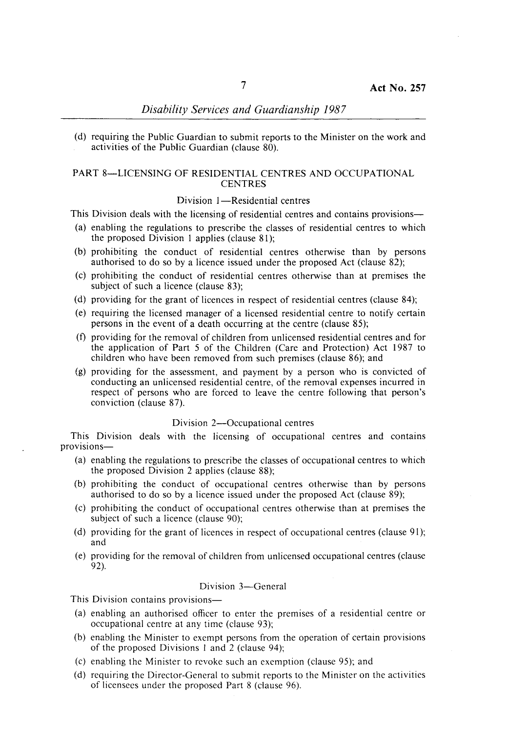(d) requiring the Public Guardian to submit reports to the Minister on the work and activities of the Public Guardian (clause 80).

## PART 8—LICENSING OF RESIDENTIAL CENTRES AND OCCUPATIONAL CENTRES

### Division 1—Residential centres

This Division deals with the licensing of residential centres and contains provisions—

(a) enabling the regulations to prescribe the classes of residential centres to which the proposed Division 1 applies (clause 81);

(b) prohibiting the conduct of residential centres otherwise than by persons authorised to do so by a licence issued under the proposed Act (clause 82);

(c) prohibiting the conduct of residential centres otherwise than at premises the subject of such a licence (clause 83);

(d) providing for the grant of licences in respect of residential centres (clause 84);

(e) requiring the licensed manager of a licensed residential centre to notify certain persons in the event of a death occurring at the centre (clause 85);

(f) providing for the removal of children from unlicensed residential centres and for the application of Part 5 of the Children (Care and Protection) Act 1987 to children who have been removed from such premises (clause 86); and

(g) providing for the assessment, and payment by a person who is convicted of conducting an unlicensed residential centre, of the removal expenses incurred in respect of persons who are forced to leave the centre following that person's conviction (clause 87).

### Division 2—Occupational centres

This Division deals with the licensing of occupational centres and contains provisions—

(a) enabling the regulations to prescribe the classes of occupational centres to which the proposed Division 2 applies (clause 88);

(b) prohibiting the conduct of occupational centres otherwise than by persons authorised to do so by a licence issued under the proposed Act (clause 89);

(c) prohibiting the conduct of occupational centres otherwise than at premises the subject of such a licence (clause 90);

(d) providing for the grant of licences in respect of occupational centres (clause 91); and

(e) providing for the removal of children from unlicensed occupational centres (clause 92).

### Division 3—General

This Division contains provisions—

(a) enabling an authorised officer to enter the premises of a residential centre or occupational centre at any time (clause 93);

(b) enabling the Minister to exempt persons from the operation of certain provisions of the proposed Divisions 1 and 2 (clause 94);

(c) enabling the Minister to revoke such an exemption (clause 95); and

(d) requiring the Director-General to submit reports to the Minister on the activities of licensees under the proposed Part 8 (clause 96).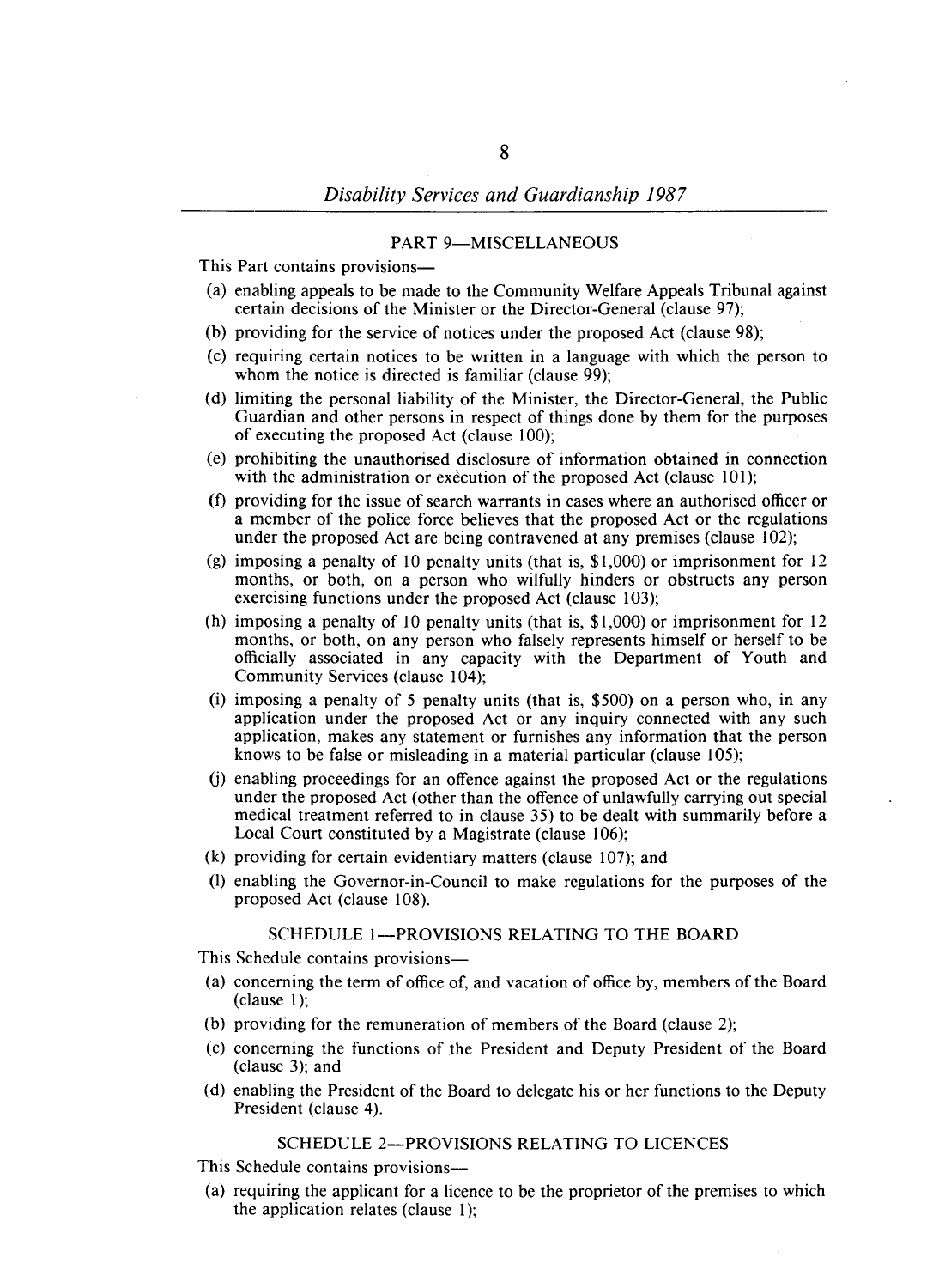## PART 9—MISCELLANEOUS

This Part contains provisions—

- (a) enabling appeals to be made to the Community Welfare Appeals Tribunal against certain decisions of the Minister or the Director-General (clause 97);
- (b) providing for the service of notices under the proposed Act (clause 98);
- (c) requiring certain notices to be written in a language with which the person to whom the notice is directed is familiar (clause 99);
- (d) limiting the personal liability of the Minister, the Director-General, the Public Guardian and other persons in respect of things done by them for the purposes of executing the proposed Act (clause 100);
- (e) prohibiting the unauthorised disclosure of information obtained in connection with the administration or execution of the proposed Act (clause 101);
- (f) providing for the issue of search warrants in cases where an authorised officer or a member of the police force believes that the proposed Act or the regulations under the proposed Act are being contravened at any premises (clause 102);
- (g) imposing a penalty of 10 penalty units (that is, $1,000) or imprisonment for 12 months, or both, on a person who wilfully hinders or obstructs any person exercising functions under the proposed Act (clause 103);
- (h) imposing a penalty of 10 penalty units (that is, $1,000) or imprisonment for 12 months, or both, on any person who falsely represents himself or herself to be officially associated in any capacity with the Department of Youth and Community Services (clause 104);
- (i) imposing a penalty of 5 penalty units (that is, $500) on a person who, in any application under the proposed Act or any inquiry connected with any such application, makes any statement or furnishes any information that the person knows to be false or misleading in a material particular (clause 105);
- (j) enabling proceedings for an offence against the proposed Act or the regulations under the proposed Act (other than the offence of unlawfully carrying out special medical treatment referred to in clause 35) to be dealt with summarily before a Local Court constituted by a Magistrate (clause 106);
- (k) providing for certain evidentiary matters (clause 107); and
- (l) enabling the Governor-in-Council to make regulations for the purposes of the proposed Act (clause 108).

## SCHEDULE 1—PROVISIONS RELATING TO THE BOARD

This Schedule contains provisions—

- (a) concerning the term of office of, and vacation of office by, members of the Board (clause 1);
- (b) providing for the remuneration of members of the Board (clause 2);
- (c) concerning the functions of the President and Deputy President of the Board (clause 3); and
- (d) enabling the President of the Board to delegate his or her functions to the Deputy President (clause 4).

## SCHEDULE 2—PROVISIONS RELATING TO LICENCES

This Schedule contains provisions—

- (a) requiring the applicant for a licence to be the proprietor of the premises to which the application relates (clause 1);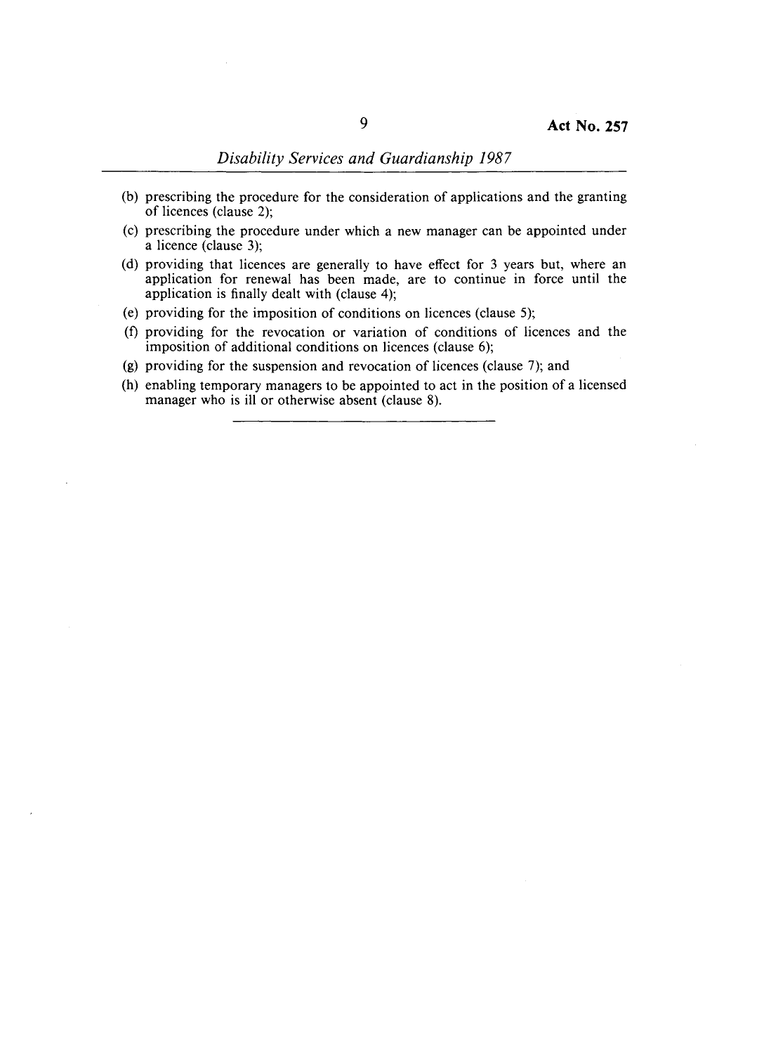(b) prescribing the procedure for the consideration of applications and the granting of licences (clause 2);

(c) prescribing the procedure under which a new manager can be appointed under a licence (clause 3);

(d) providing that licences are generally to have effect for 3 years but, where an application for renewal has been made, are to continue in force until the application is finally dealt with (clause 4);

(e) providing for the imposition of conditions on licences (clause 5);

(f) providing for the revocation or variation of conditions of licences and the imposition of additional conditions on licences (clause 6);

(g) providing for the suspension and revocation of licences (clause 7); and

(h) enabling temporary managers to be appointed to act in the position of a licensed manager who is ill or otherwise absent (clause 8).